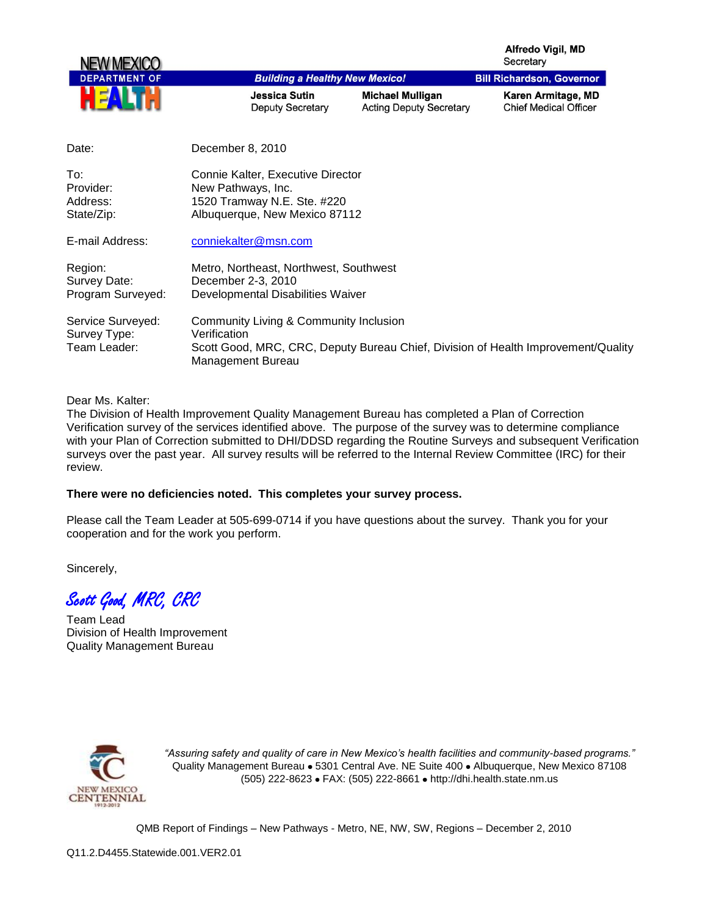NEW MEXICO DEPARTMENT OF HEALTH

*Building a Healthy New Mexico!*

**Alfredo Vigil, MD**
Secretary

**Bill Richardson, Governor**

**Jessica Sutin**
Deputy Secretary

**Michael Mulligan**
Acting Deputy Secretary

**Karen Armitage, MD**
Chief Medical Officer

| | |
|---|---|
| Date: | December 8, 2010 |
| To: | Connie Kalter, Executive Director |
| Provider: | New Pathways, Inc. |
| Address: | 1520 Tramway N.E. Ste. #220 |
| State/Zip: | Albuquerque, New Mexico 87112 |
| E-mail Address: | conniekalter@msn.com |
| Region: | Metro, Northeast, Northwest, Southwest |
| Survey Date: | December 2-3, 2010 |
| Program Surveyed: | Developmental Disabilities Waiver |
| Service Surveyed: | Community Living & Community Inclusion |
| Survey Type: | Verification |
| Team Leader: | Scott Good, MRC, CRC, Deputy Bureau Chief, Division of Health Improvement/Quality Management Bureau |

Dear Ms. Kalter:

The Division of Health Improvement Quality Management Bureau has completed a Plan of Correction Verification survey of the services identified above. The purpose of the survey was to determine compliance with your Plan of Correction submitted to DHI/DDSD regarding the Routine Surveys and subsequent Verification surveys over the past year. All survey results will be referred to the Internal Review Committee (IRC) for their review.

**There were no deficiencies noted. This completes your survey process.**

Please call the Team Leader at 505-699-0714 if you have questions about the survey. Thank you for your cooperation and for the work you perform.

Sincerely,

*Scott Good, MRC, CRC*

Team Lead
Division of Health Improvement
Quality Management Bureau

*"Assuring safety and quality of care in New Mexico's health facilities and community-based programs."*
Quality Management Bureau • 5301 Central Ave. NE Suite 400 • Albuquerque, New Mexico 87108
(505) 222-8623 • FAX: (505) 222-8661 • http://dhi.health.state.nm.us

QMB Report of Findings – New Pathways - Metro, NE, NW, SW, Regions – December 2, 2010

Q11.2.D4455.Statewide.001.VER2.01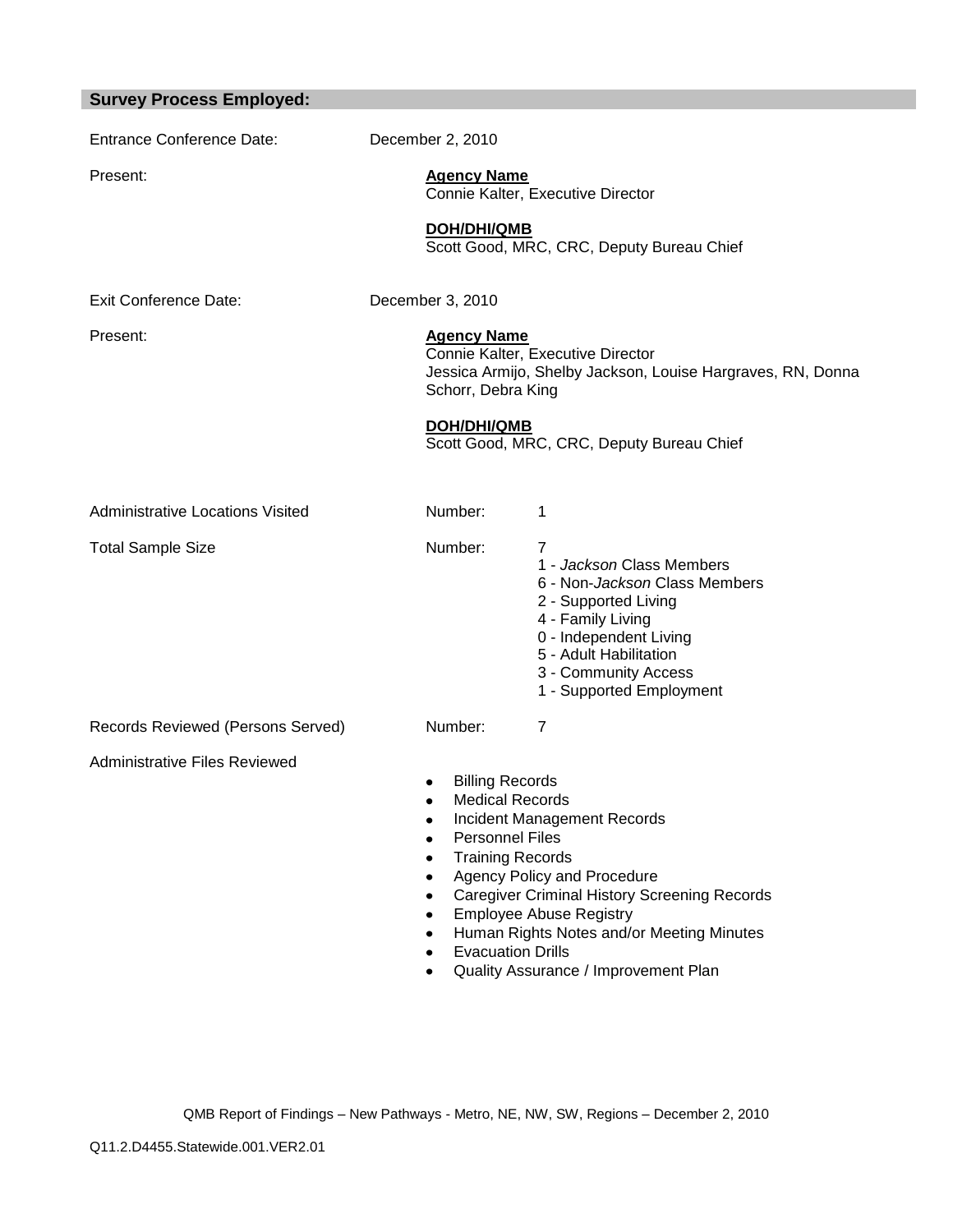## Survey Process Employed:

| | | |
|---|---|---|
| Entrance Conference Date: | December 2, 2010 | |
| Present: | **Agency Name**<br>Connie Kalter, Executive Director<br><br>**DOH/DHI/QMB**<br>Scott Good, MRC, CRC, Deputy Bureau Chief | |
| Exit Conference Date: | December 3, 2010 | |
| Present: | **Agency Name**<br>Connie Kalter, Executive Director<br>Jessica Armijo, Shelby Jackson, Louise Hargraves, RN, Donna Schorr, Debra King<br><br>**DOH/DHI/QMB**<br>Scott Good, MRC, CRC, Deputy Bureau Chief | |
| Administrative Locations Visited | Number: | 1 |
| Total Sample Size | Number: | 7<br>1 - *Jackson* Class Members<br>6 - Non-*Jackson* Class Members<br>2 - Supported Living<br>4 - Family Living<br>0 - Independent Living<br>5 - Adult Habilitation<br>3 - Community Access<br>1 - Supported Employment |
| Records Reviewed (Persons Served) | Number: | 7 |

Administrative Files Reviewed

- Billing Records
- Medical Records
- Incident Management Records
- Personnel Files
- Training Records
- Agency Policy and Procedure
- Caregiver Criminal History Screening Records
- Employee Abuse Registry
- Human Rights Notes and/or Meeting Minutes
- Evacuation Drills
- Quality Assurance / Improvement Plan